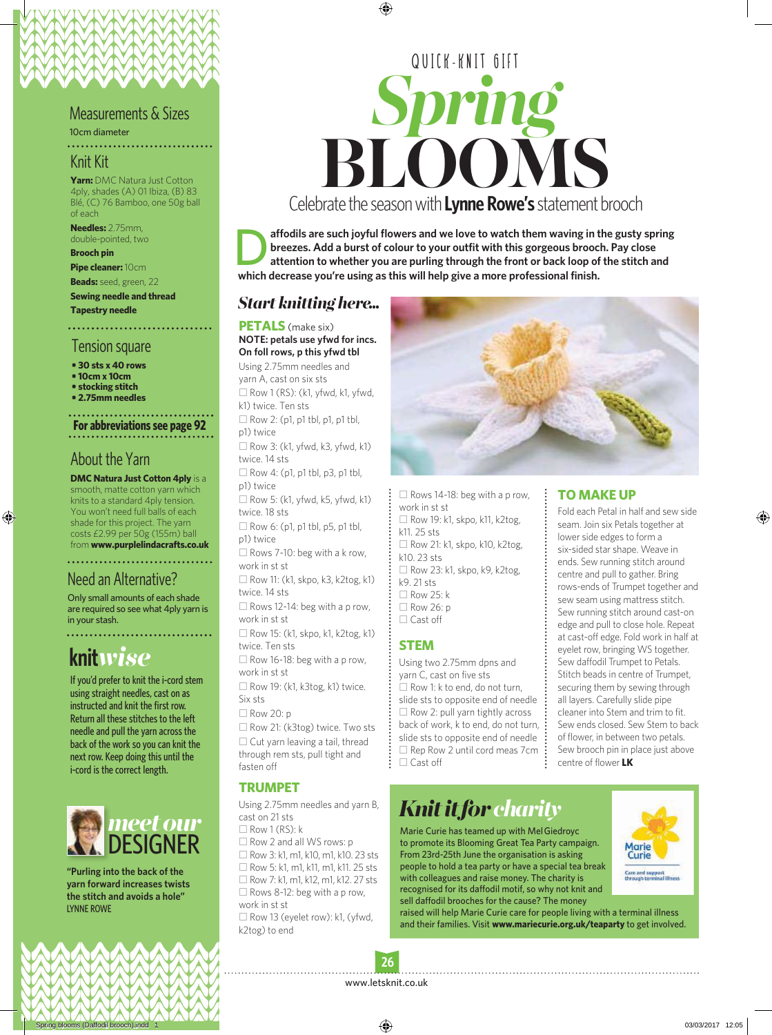QUICK-KNIT GIFT

# Spring BLOOMS

Celebrate the season with **Lynne Rowe's** statement brooch

**Daffodils are such joyful flowers and we love to watch them waving in the gusty spring breezes. Add a burst of colour to your outfit with this gorgeous brooch. Pay close attention to whether you are purling through the front or back loop of the stitch and which decrease you're using as this will help give a more professional finish.**

## Measurements & Sizes

10cm diameter

## Knit Kit

**Yarn:** DMC Natura Just Cotton 4ply, shades (A) 01 Ibiza, (B) 83 Blé, (C) 76 Bamboo, one 50g ball of each

**Needles:** 2.75mm, double-pointed, two

**Brooch pin**

**Pipe cleaner:** 10cm

**Beads:** seed, green, 22

**Sewing needle and thread**

**Tapestry needle**

## Tension square

- **30 sts x 40 rows**
- **10cm x 10cm**
- **stocking stitch**
- **2.75mm needles**

**For abbreviations see page 92**

## About the Yarn

**DMC Natura Just Cotton 4ply** is a smooth, matte cotton yarn which knits to a standard 4ply tension. You won't need full balls of each shade for this project. The yarn costs £2.99 per 50g (155m) ball from **www.purplelindacrafts.co.uk**

## Need an Alternative?

Only small amounts of each shade are required so see what 4ply yarn is in your stash.

## knit*wise*

If you'd prefer to knit the i-cord stem using straight needles, cast on as instructed and knit the first row. Return all these stitches to the left needle and pull the yarn across the back of the work so you can knit the next row. Keep doing this until the i-cord is the correct length.

## *meet our* DESIGNER

**"Purling into the back of the yarn forward increases twists the stitch and avoids a hole"**
LYNNE ROWE

## *Start knitting here...*

### PETALS (make six)

**NOTE: petals use yfwd for incs. On foll rows, p this yfwd tbl**

Using 2.75mm needles and yarn A, cast on six sts

- ☐ Row 1 (RS): (k1, yfwd, k1, yfwd, k1) twice. Ten sts
- ☐ Row 2: (p1, p1 tbl, p1, p1 tbl, p1) twice
- ☐ Row 3: (k1, yfwd, k3, yfwd, k1) twice. 14 sts
- ☐ Row 4: (p1, p1 tbl, p3, p1 tbl, p1) twice
- ☐ Row 5: (k1, yfwd, k5, yfwd, k1) twice. 18 sts
- ☐ Row 6: (p1, p1 tbl, p5, p1 tbl, p1) twice
- ☐ Rows 7-10: beg with a k row, work in st st
- ☐ Row 11: (k1, skpo, k3, k2tog, k1) twice. 14 sts
- ☐ Rows 12-14: beg with a p row, work in st st
- ☐ Row 15: (k1, skpo, k1, k2tog, k1) twice. Ten sts
- ☐ Row 16-18: beg with a p row, work in st st
- ☐ Row 19: (k1, k3tog, k1) twice. Six sts
- ☐ Row 20: p
- ☐ Row 21: (k3tog) twice. Two sts
- ☐ Cut yarn leaving a tail, thread through rem sts, pull tight and fasten off

### TRUMPET

Using 2.75mm needles and yarn B, cast on 21 sts

- ☐ Row 1 (RS): k
- ☐ Row 2 and all WS rows: p
- ☐ Row 3: k1, m1, k10, m1, k10. 23 sts
- ☐ Row 5: k1, m1, k11, m1, k11. 25 sts
- ☐ Row 7: k1, m1, k12, m1, k12. 27 sts
- ☐ Rows 8-12: beg with a p row, work in st st
- ☐ Row 13 (eyelet row): k1, (yfwd, k2tog) to end
- ☐ Rows 14-18: beg with a p row, work in st st
- ☐ Row 19: k1, skpo, k11, k2tog, k11. 25 sts
- ☐ Row 21: k1, skpo, k10, k2tog, k10. 23 sts
- ☐ Row 23: k1, skpo, k9, k2tog, k9. 21 sts
- ☐ Row 25: k
- ☐ Row 26: p
- ☐ Cast off

### STEM

Using two 2.75mm dpns and yarn C, cast on five sts

- ☐ Row 1: k to end, do not turn, slide sts to opposite end of needle
- ☐ Row 2: pull yarn tightly across back of work, k to end, do not turn, slide sts to opposite end of needle
- ☐ Rep Row 2 until cord meas 7cm
- ☐ Cast off

### TO MAKE UP

Fold each Petal in half and sew side seam. Join six Petals together at lower side edges to form a six-sided star shape. Weave in ends. Sew running stitch around centre and pull to gather. Bring rows-ends of Trumpet together and sew seam using mattress stitch. Sew running stitch around cast-on edge and pull to close hole. Repeat at cast-off edge. Fold work in half at eyelet row, bringing WS together. Sew daffodil Trumpet to Petals. Stitch beads in centre of Trumpet, securing them by sewing through all layers. Carefully slide pipe cleaner into Stem and trim to fit. Sew ends closed. Sew Stem to back of flower, in between two petals. Sew brooch pin in place just above centre of flower **LK**

## *Knit it for charity*

Marie Curie has teamed up with Mel Giedroyc to promote its Blooming Great Tea Party campaign. From 23rd-25th June the organisation is asking people to hold a tea party or have a special tea break with colleagues and raise money. The charity is recognised for its daffodil motif, so why not knit and sell daffodil brooches for the cause? The money raised will help Marie Curie care for people living with a terminal illness and their families. Visit **www.mariecurie.org.uk/teaparty** to get involved.

Marie Curie — Care and support through terminal illness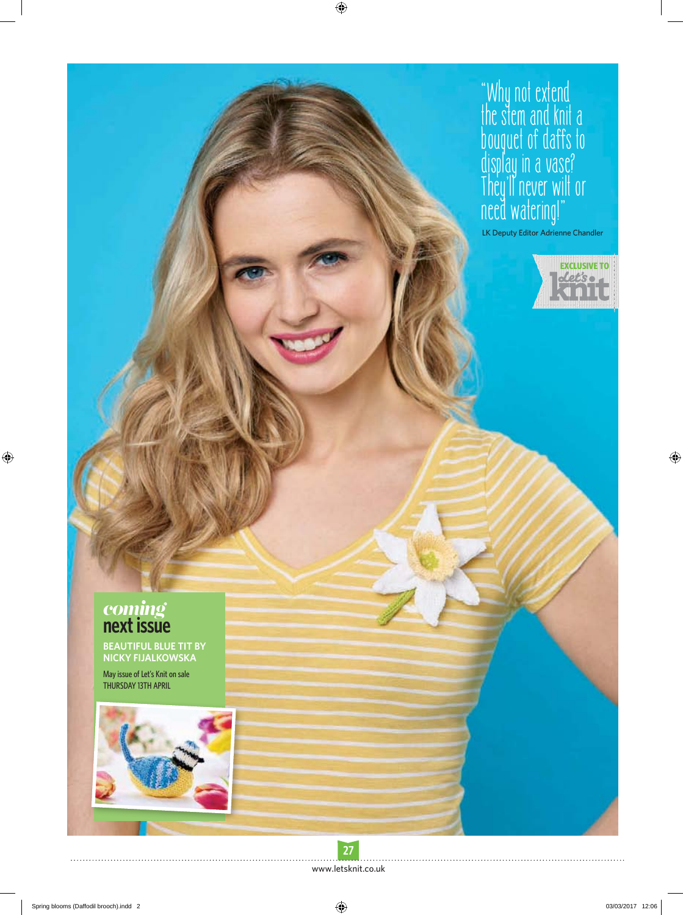"Why not extend the stem and knit a bouquet of daffs to display in a vase? They'll never wilt or need watering!"

LK Deputy Editor Adrienne Chandler

EXCLUSIVE TO Let's knit

## *coming* next issue

**BEAUTIFUL BLUE TIT BY NICKY FIJALKOWSKA**

May issue of Let's Knit on sale THURSDAY 13TH APRIL

www.letsknit.co.uk